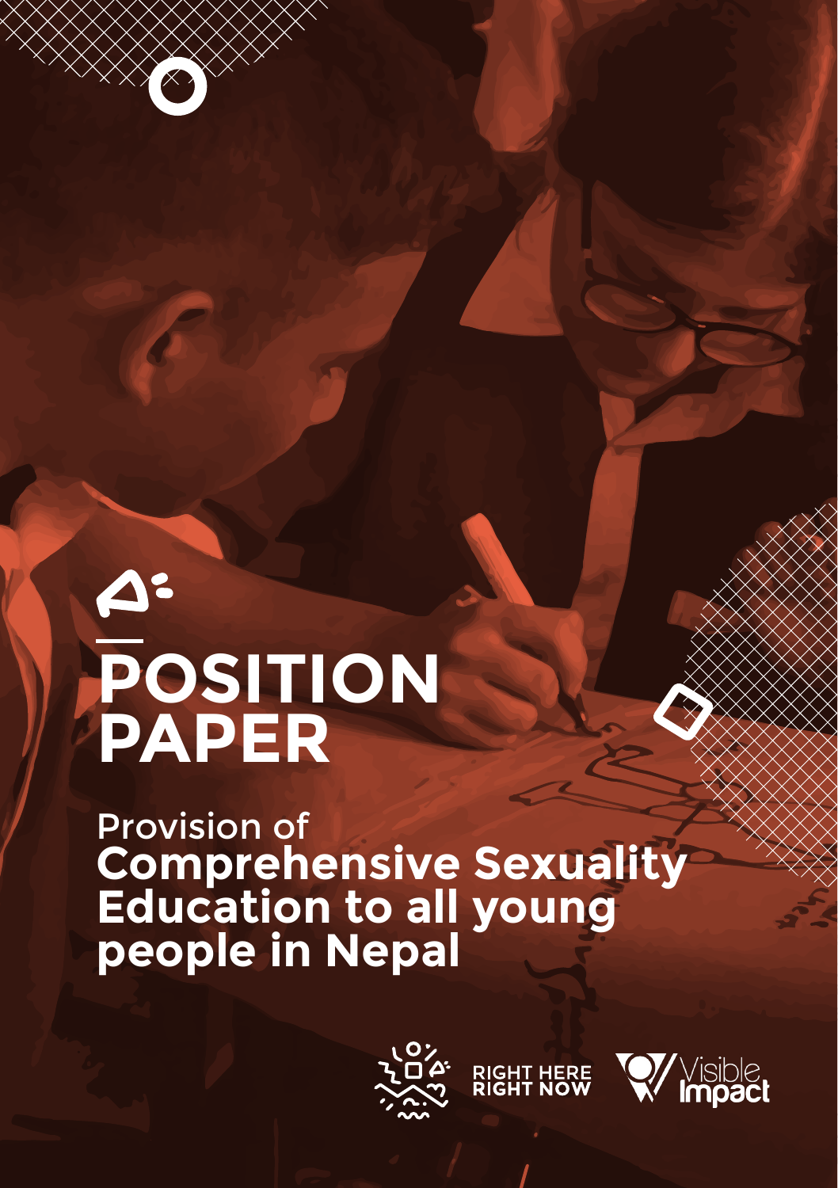# POSITION PAPER

## Provision of **Comprehensive Sexuality Education to all young people in Nepal**

RIGHT HERE RIGHT NOW

Visible Impact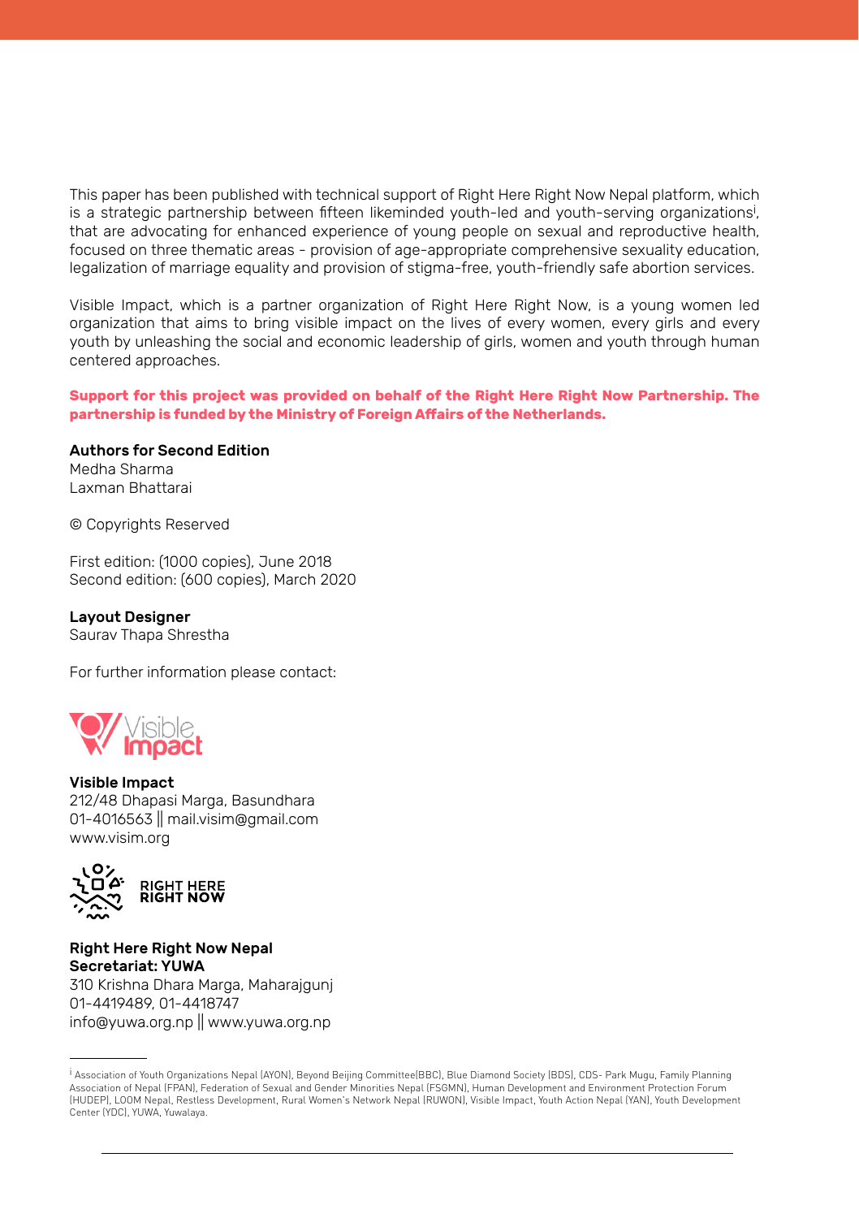This paper has been published with technical support of Right Here Right Now Nepal platform, which is a strategic partnership between fifteen likeminded youth-led and youth-serving organizations[i], that are advocating for enhanced experience of young people on sexual and reproductive health, focused on three thematic areas - provision of age-appropriate comprehensive sexuality education, legalization of marriage equality and provision of stigma-free, youth-friendly safe abortion services.

Visible Impact, which is a partner organization of Right Here Right Now, is a young women led organization that aims to bring visible impact on the lives of every women, every girls and every youth by unleashing the social and economic leadership of girls, women and youth through human centered approaches.

**Support for this project was provided on behalf of the Right Here Right Now Partnership. The partnership is funded by the Ministry of Foreign Affairs of the Netherlands.**

**Authors for Second Edition**
Medha Sharma
Laxman Bhattarai

© Copyrights Reserved

First edition: (1000 copies), June 2018
Second edition: (600 copies), March 2020

**Layout Designer**
Saurav Thapa Shrestha

For further information please contact:

Visible Impact

**Visible Impact**
212/48 Dhapasi Marga, Basundhara
01-4016563 || mail.visim@gmail.com
www.visim.org

RIGHT HERE RIGHT NOW

**Right Here Right Now Nepal**
**Secretariat: YUWA**
310 Krishna Dhara Marga, Maharajgunj
01-4419489, 01-4418747
info@yuwa.org.np || www.yuwa.org.np

---

[i] Association of Youth Organizations Nepal (AYON), Beyond Beijing Committee(BBC), Blue Diamond Society (BDS), CDS- Park Mugu, Family Planning Association of Nepal (FPAN), Federation of Sexual and Gender Minorities Nepal (FSGMN), Human Development and Environment Protection Forum (HUDEP), LOOM Nepal, Restless Development, Rural Women's Network Nepal (RUWON), Visible Impact, Youth Action Nepal (YAN), Youth Development Center (YDC), YUWA, Yuwalaya.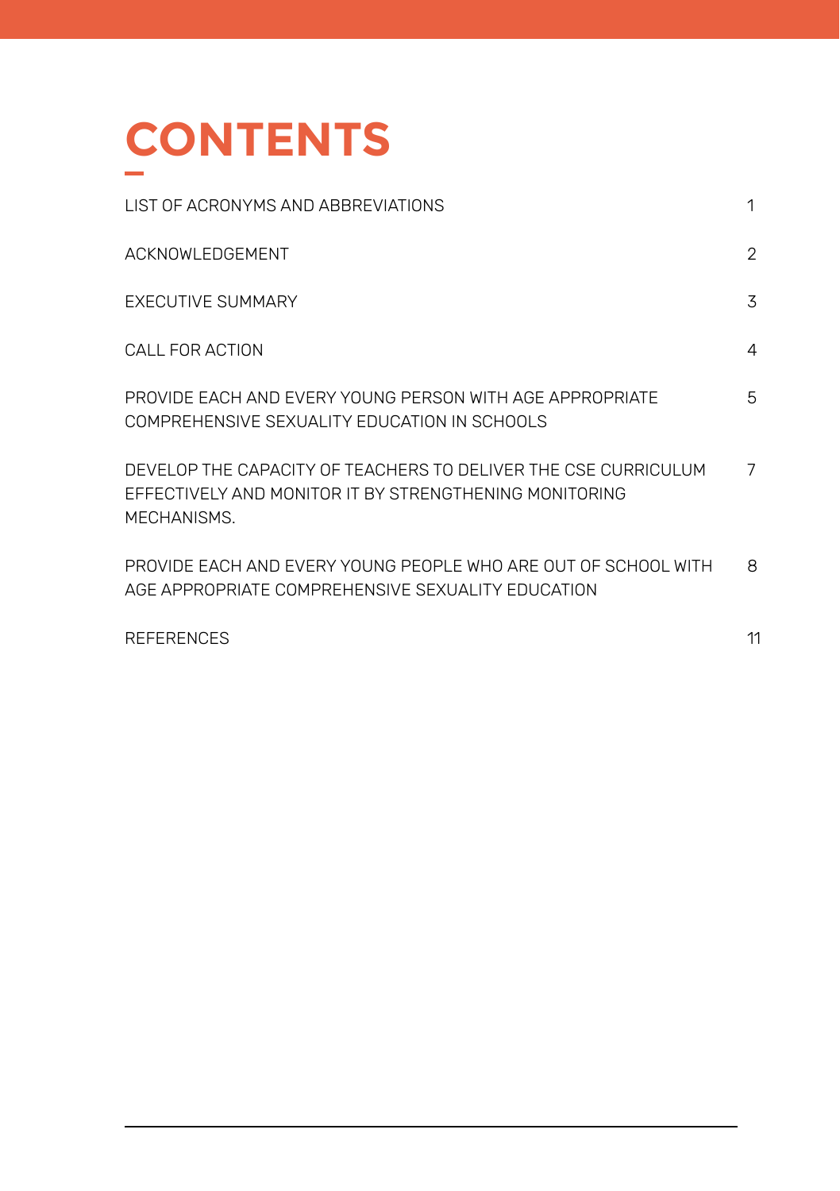# CONTENTS

| | |
|---|---|
| LIST OF ACRONYMS AND ABBREVIATIONS | 1 |
| ACKNOWLEDGEMENT | 2 |
| EXECUTIVE SUMMARY | 3 |
| CALL FOR ACTION | 4 |
| PROVIDE EACH AND EVERY YOUNG PERSON WITH AGE APPROPRIATE COMPREHENSIVE SEXUALITY EDUCATION IN SCHOOLS | 5 |
| DEVELOP THE CAPACITY OF TEACHERS TO DELIVER THE CSE CURRICULUM EFFECTIVELY AND MONITOR IT BY STRENGTHENING MONITORING MECHANISMS. | 7 |
| PROVIDE EACH AND EVERY YOUNG PEOPLE WHO ARE OUT OF SCHOOL WITH AGE APPROPRIATE COMPREHENSIVE SEXUALITY EDUCATION | 8 |
| REFERENCES | 11 |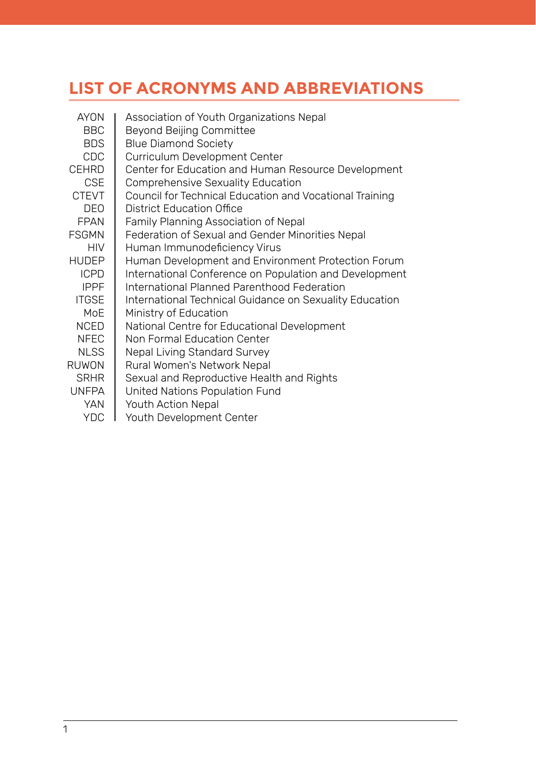## LIST OF ACRONYMS AND ABBREVIATIONS

| | |
|---|---|
| AYON | Association of Youth Organizations Nepal |
| BBC | Beyond Beijing Committee |
| BDS | Blue Diamond Society |
| CDC | Curriculum Development Center |
| CEHRD | Center for Education and Human Resource Development |
| CSE | Comprehensive Sexuality Education |
| CTEVT | Council for Technical Education and Vocational Training |
| DEO | District Education Office |
| FPAN | Family Planning Association of Nepal |
| FSGMN | Federation of Sexual and Gender Minorities Nepal |
| HIV | Human Immunodeficiency Virus |
| HUDEP | Human Development and Environment Protection Forum |
| ICPD | International Conference on Population and Development |
| IPPF | International Planned Parenthood Federation |
| ITGSE | International Technical Guidance on Sexuality Education |
| MoE | Ministry of Education |
| NCED | National Centre for Educational Development |
| NFEC | Non Formal Education Center |
| NLSS | Nepal Living Standard Survey |
| RUWON | Rural Women's Network Nepal |
| SRHR | Sexual and Reproductive Health and Rights |
| UNFPA | United Nations Population Fund |
| YAN | Youth Action Nepal |
| YDC | Youth Development Center |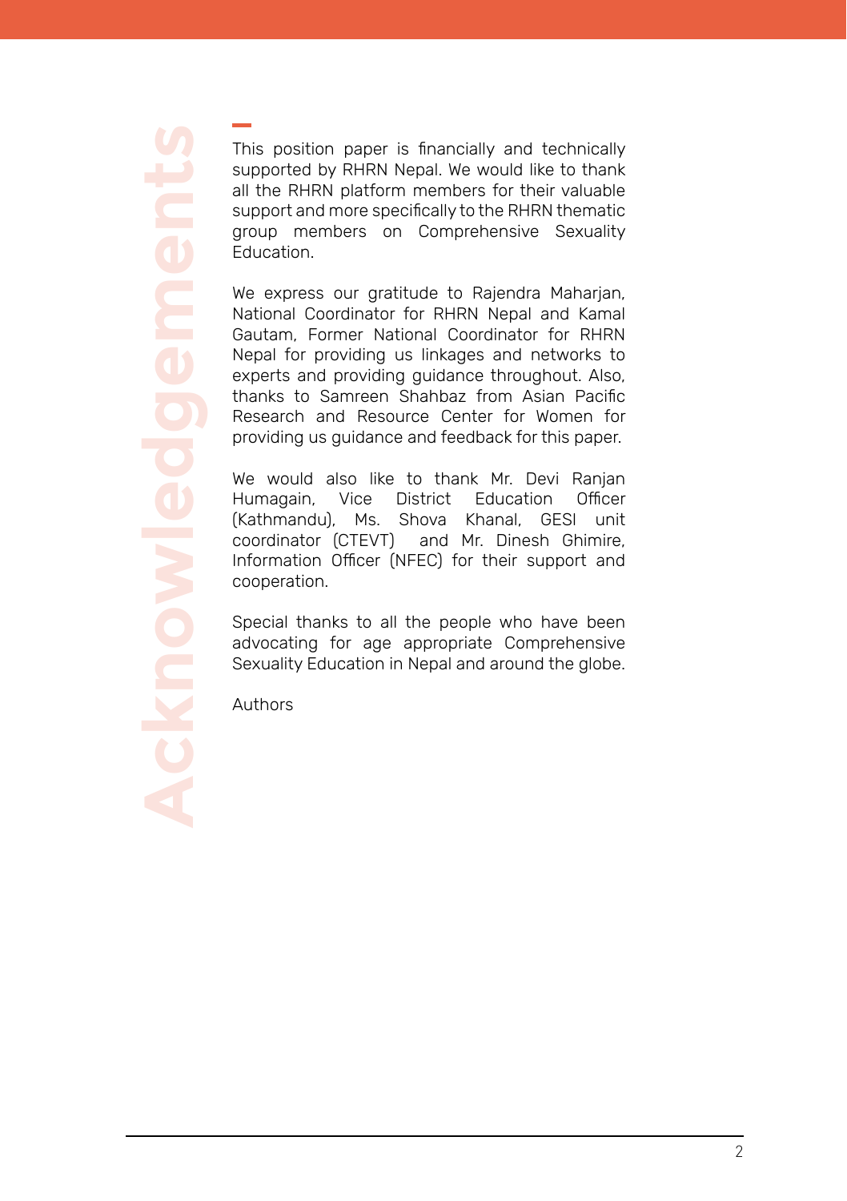# Acknowledgements

This position paper is financially and technically supported by RHRN Nepal. We would like to thank all the RHRN platform members for their valuable support and more specifically to the RHRN thematic group members on Comprehensive Sexuality Education.

We express our gratitude to Rajendra Maharjan, National Coordinator for RHRN Nepal and Kamal Gautam, Former National Coordinator for RHRN Nepal for providing us linkages and networks to experts and providing guidance throughout. Also, thanks to Samreen Shahbaz from Asian Pacific Research and Resource Center for Women for providing us guidance and feedback for this paper.

We would also like to thank Mr. Devi Ranjan Humagain, Vice District Education Officer (Kathmandu), Ms. Shova Khanal, GESI unit coordinator (CTEVT) and Mr. Dinesh Ghimire, Information Officer (NFEC) for their support and cooperation.

Special thanks to all the people who have been advocating for age appropriate Comprehensive Sexuality Education in Nepal and around the globe.

Authors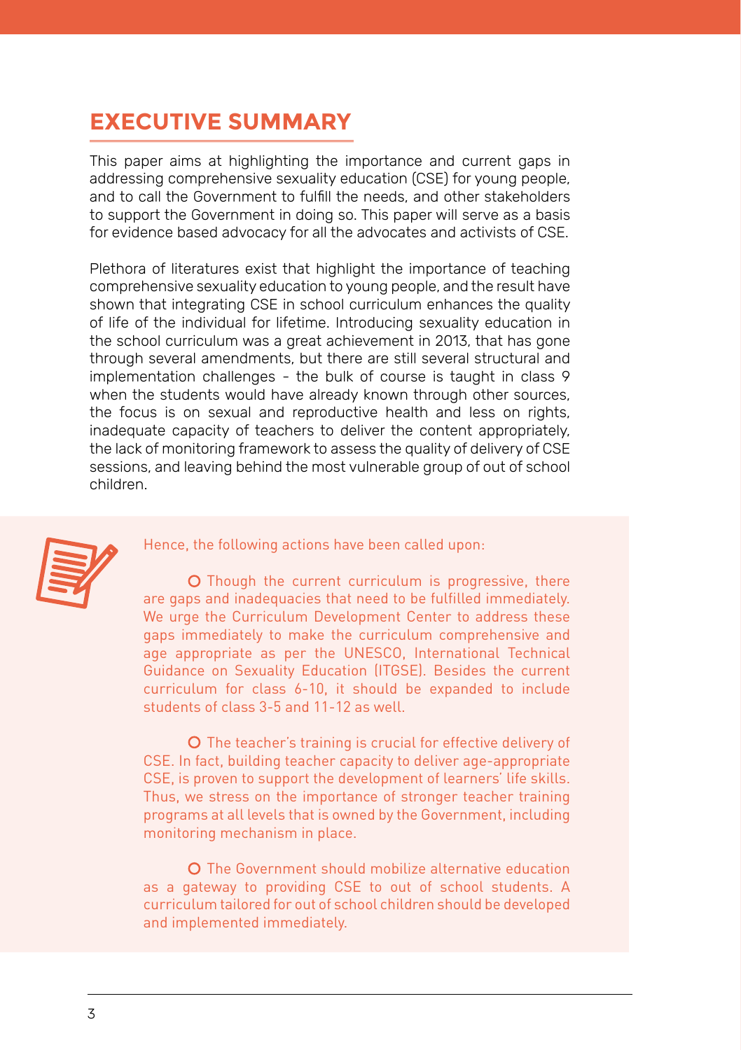## EXECUTIVE SUMMARY

This paper aims at highlighting the importance and current gaps in addressing comprehensive sexuality education (CSE) for young people, and to call the Government to fulfill the needs, and other stakeholders to support the Government in doing so. This paper will serve as a basis for evidence based advocacy for all the advocates and activists of CSE.

Plethora of literatures exist that highlight the importance of teaching comprehensive sexuality education to young people, and the result have shown that integrating CSE in school curriculum enhances the quality of life of the individual for lifetime. Introducing sexuality education in the school curriculum was a great achievement in 2013, that has gone through several amendments, but there are still several structural and implementation challenges - the bulk of course is taught in class 9 when the students would have already known through other sources, the focus is on sexual and reproductive health and less on rights, inadequate capacity of teachers to deliver the content appropriately, the lack of monitoring framework to assess the quality of delivery of CSE sessions, and leaving behind the most vulnerable group of out of school children.

Hence, the following actions have been called upon:

- Though the current curriculum is progressive, there are gaps and inadequacies that need to be fulfilled immediately. We urge the Curriculum Development Center to address these gaps immediately to make the curriculum comprehensive and age appropriate as per the UNESCO, International Technical Guidance on Sexuality Education (ITGSE). Besides the current curriculum for class 6-10, it should be expanded to include students of class 3-5 and 11-12 as well.

- The teacher's training is crucial for effective delivery of CSE. In fact, building teacher capacity to deliver age-appropriate CSE, is proven to support the development of learners' life skills. Thus, we stress on the importance of stronger teacher training programs at all levels that is owned by the Government, including monitoring mechanism in place.

- The Government should mobilize alternative education as a gateway to providing CSE to out of school students. A curriculum tailored for out of school children should be developed and implemented immediately.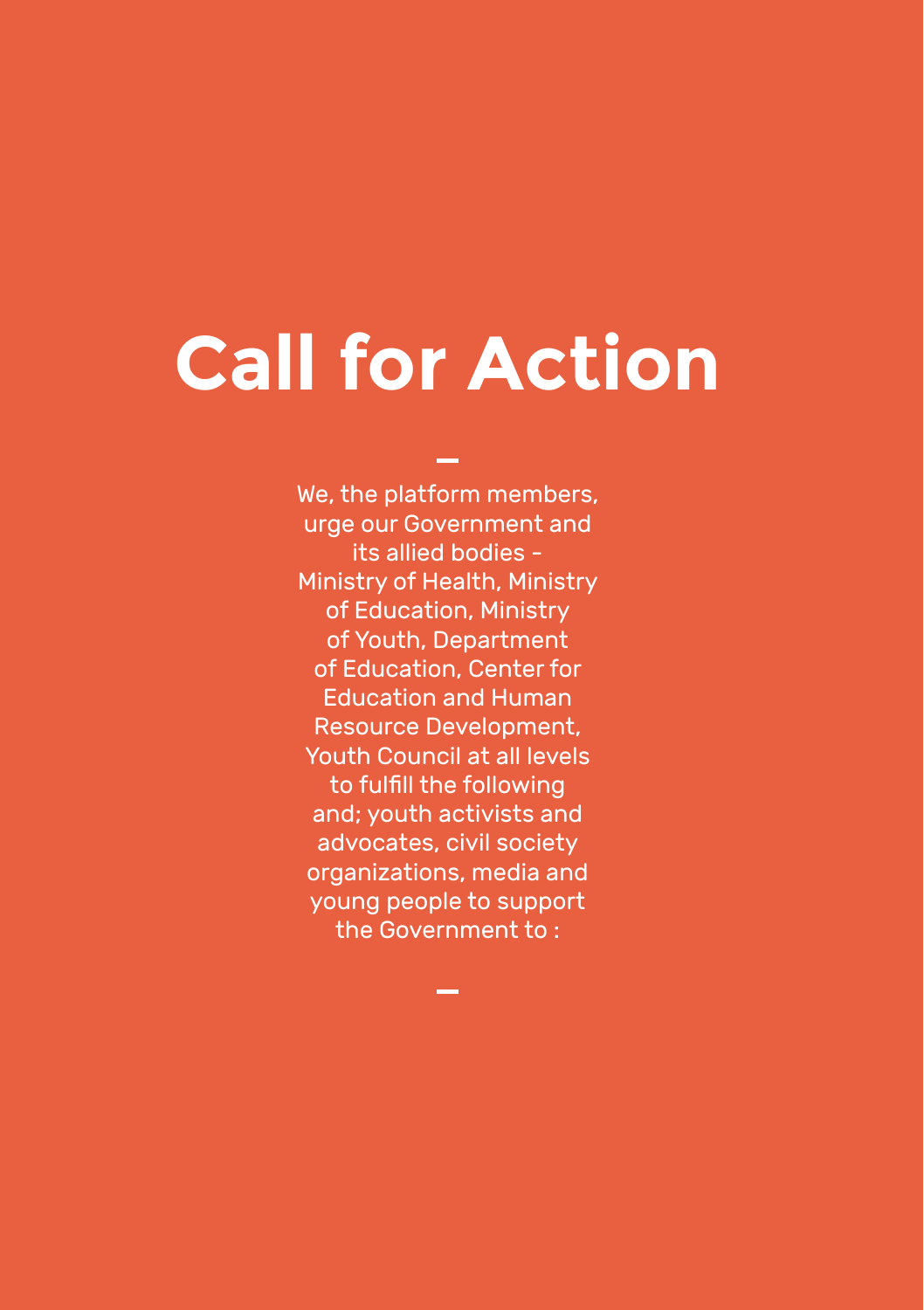# Call for Action

We, the platform members, urge our Government and its allied bodies - Ministry of Health, Ministry of Education, Ministry of Youth, Department of Education, Center for Education and Human Resource Development, Youth Council at all levels to fulfill the following and; youth activists and advocates, civil society organizations, media and young people to support the Government to :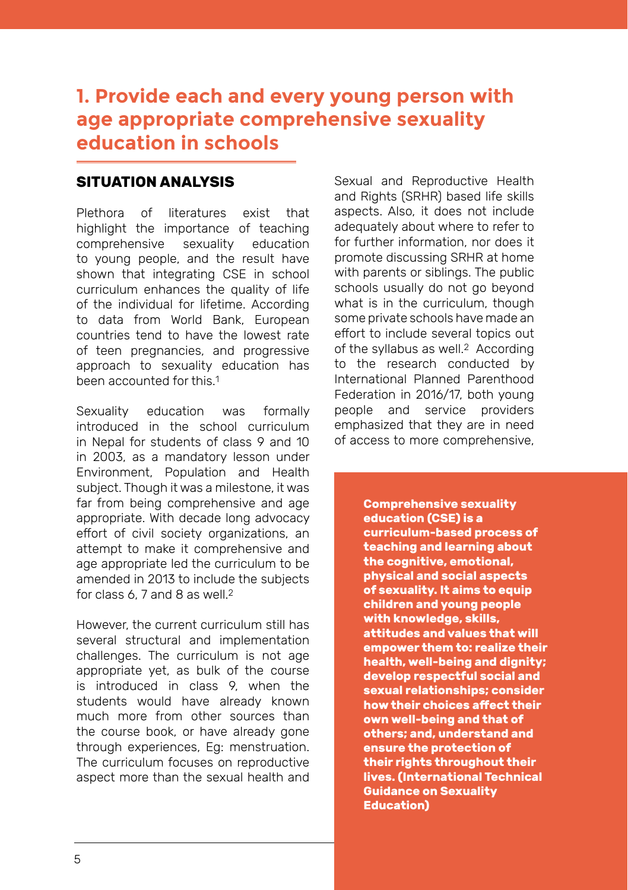## 1. Provide each and every young person with age appropriate comprehensive sexuality education in schools

### SITUATION ANALYSIS

Plethora of literatures exist that highlight the importance of teaching comprehensive sexuality education to young people, and the result have shown that integrating CSE in school curriculum enhances the quality of life of the individual for lifetime. According to data from World Bank, European countries tend to have the lowest rate of teen pregnancies, and progressive approach to sexuality education has been accounted for this.[1]

Sexuality education was formally introduced in the school curriculum in Nepal for students of class 9 and 10 in 2003, as a mandatory lesson under Environment, Population and Health subject. Though it was a milestone, it was far from being comprehensive and age appropriate. With decade long advocacy effort of civil society organizations, an attempt to make it comprehensive and age appropriate led the curriculum to be amended in 2013 to include the subjects for class 6, 7 and 8 as well.[2]

However, the current curriculum still has several structural and implementation challenges. The curriculum is not age appropriate yet, as bulk of the course is introduced in class 9, when the students would have already known much more from other sources than the course book, or have already gone through experiences, Eg: menstruation. The curriculum focuses on reproductive aspect more than the sexual health and Sexual and Reproductive Health and Rights (SRHR) based life skills aspects. Also, it does not include adequately about where to refer to for further information, nor does it promote discussing SRHR at home with parents or siblings. The public schools usually do not go beyond what is in the curriculum, though some private schools have made an effort to include several topics out of the syllabus as well.[2] According to the research conducted by International Planned Parenthood Federation in 2016/17, both young people and service providers emphasized that they are in need of access to more comprehensive,

**Comprehensive sexuality education (CSE) is a curriculum-based process of teaching and learning about the cognitive, emotional, physical and social aspects of sexuality. It aims to equip children and young people with knowledge, skills, attitudes and values that will empower them to: realize their health, well-being and dignity; develop respectful social and sexual relationships; consider how their choices affect their own well-being and that of others; and, understand and ensure the protection of their rights throughout their lives. (International Technical Guidance on Sexuality Education)**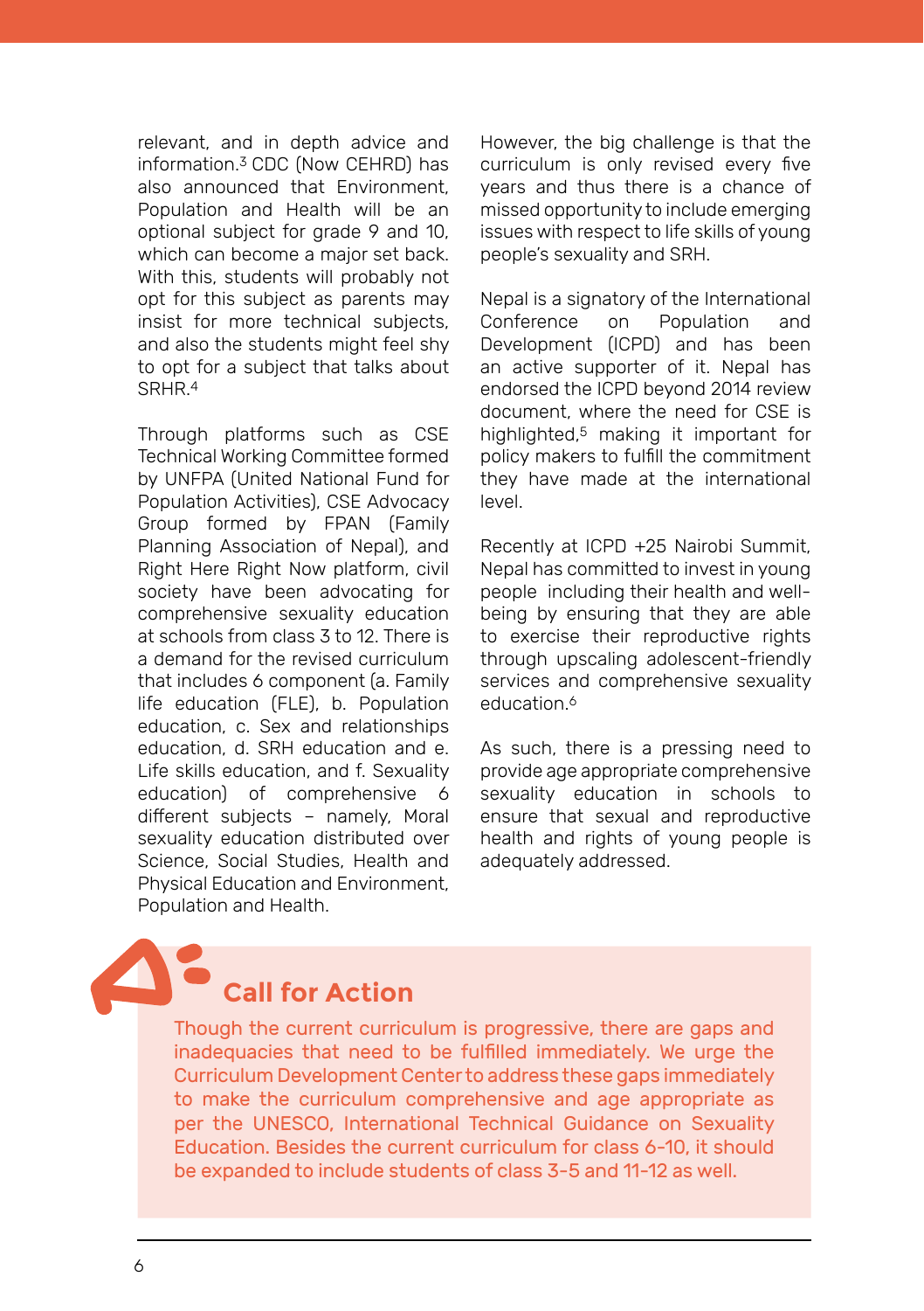relevant, and in depth advice and information.[3] CDC (Now CEHRD) has also announced that Environment, Population and Health will be an optional subject for grade 9 and 10, which can become a major set back. With this, students will probably not opt for this subject as parents may insist for more technical subjects, and also the students might feel shy to opt for a subject that talks about SRHR.[4]

Through platforms such as CSE Technical Working Committee formed by UNFPA (United National Fund for Population Activities), CSE Advocacy Group formed by FPAN (Family Planning Association of Nepal), and Right Here Right Now platform, civil society have been advocating for comprehensive sexuality education at schools from class 3 to 12. There is a demand for the revised curriculum that includes 6 component (a. Family life education (FLE), b. Population education, c. Sex and relationships education, d. SRH education and e. Life skills education, and f. Sexuality education) of comprehensive 6 different subjects – namely, Moral sexuality education distributed over Science, Social Studies, Health and Physical Education and Environment, Population and Health.

However, the big challenge is that the curriculum is only revised every five years and thus there is a chance of missed opportunity to include emerging issues with respect to life skills of young people's sexuality and SRH.

Nepal is a signatory of the International Conference on Population and Development (ICPD) and has been an active supporter of it. Nepal has endorsed the ICPD beyond 2014 review document, where the need for CSE is highlighted,[5] making it important for policy makers to fulfill the commitment they have made at the international level.

Recently at ICPD +25 Nairobi Summit, Nepal has committed to invest in young people including their health and well-being by ensuring that they are able to exercise their reproductive rights through upscaling adolescent-friendly services and comprehensive sexuality education.[6]

As such, there is a pressing need to provide age appropriate comprehensive sexuality education in schools to ensure that sexual and reproductive health and rights of young people is adequately addressed.

## Call for Action

Though the current curriculum is progressive, there are gaps and inadequacies that need to be fulfilled immediately. We urge the Curriculum Development Center to address these gaps immediately to make the curriculum comprehensive and age appropriate as per the UNESCO, International Technical Guidance on Sexuality Education. Besides the current curriculum for class 6-10, it should be expanded to include students of class 3-5 and 11-12 as well.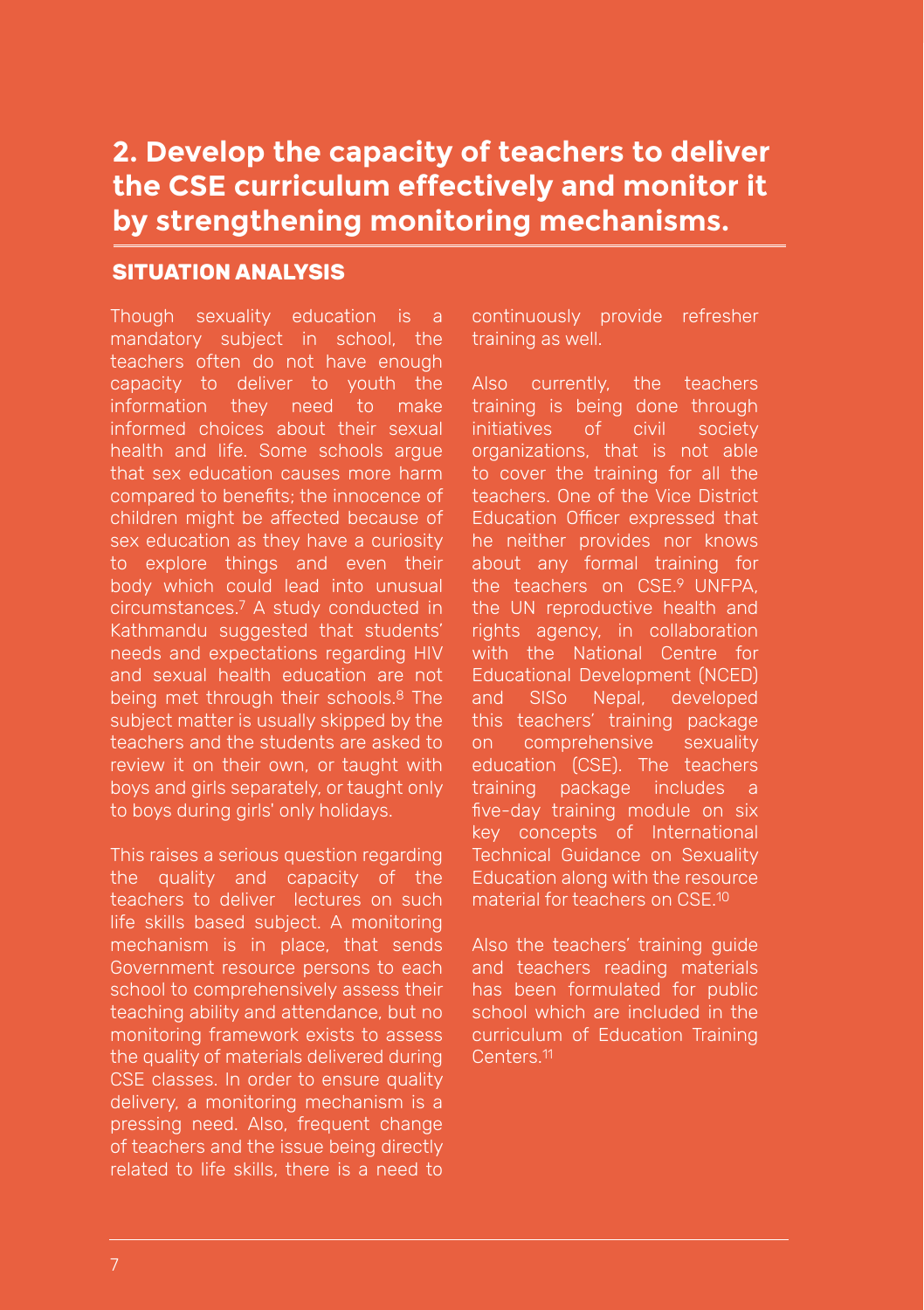## 2. Develop the capacity of teachers to deliver the CSE curriculum effectively and monitor it by strengthening monitoring mechanisms.

### SITUATION ANALYSIS

Though sexuality education is a mandatory subject in school, the teachers often do not have enough capacity to deliver to youth the information they need to make informed choices about their sexual health and life. Some schools argue that sex education causes more harm compared to benefits; the innocence of children might be affected because of sex education as they have a curiosity to explore things and even their body which could lead into unusual circumstances.[7] A study conducted in Kathmandu suggested that students' needs and expectations regarding HIV and sexual health education are not being met through their schools.[8] The subject matter is usually skipped by the teachers and the students are asked to review it on their own, or taught with boys and girls separately, or taught only to boys during girls' only holidays.

This raises a serious question regarding the quality and capacity of the teachers to deliver lectures on such life skills based subject. A monitoring mechanism is in place, that sends Government resource persons to each school to comprehensively assess their teaching ability and attendance, but no monitoring framework exists to assess the quality of materials delivered during CSE classes. In order to ensure quality delivery, a monitoring mechanism is a pressing need. Also, frequent change of teachers and the issue being directly related to life skills, there is a need to continuously provide refresher training as well.

Also currently, the teachers training is being done through initiatives of civil society organizations, that is not able to cover the training for all the teachers. One of the Vice District Education Officer expressed that he neither provides nor knows about any formal training for the teachers on CSE.[9] UNFPA, the UN reproductive health and rights agency, in collaboration with the National Centre for Educational Development (NCED) and SISo Nepal, developed this teachers' training package on comprehensive sexuality education (CSE). The teachers training package includes a five-day training module on six key concepts of International Technical Guidance on Sexuality Education along with the resource material for teachers on CSE.[10]

Also the teachers' training guide and teachers reading materials has been formulated for public school which are included in the curriculum of Education Training Centers.[11]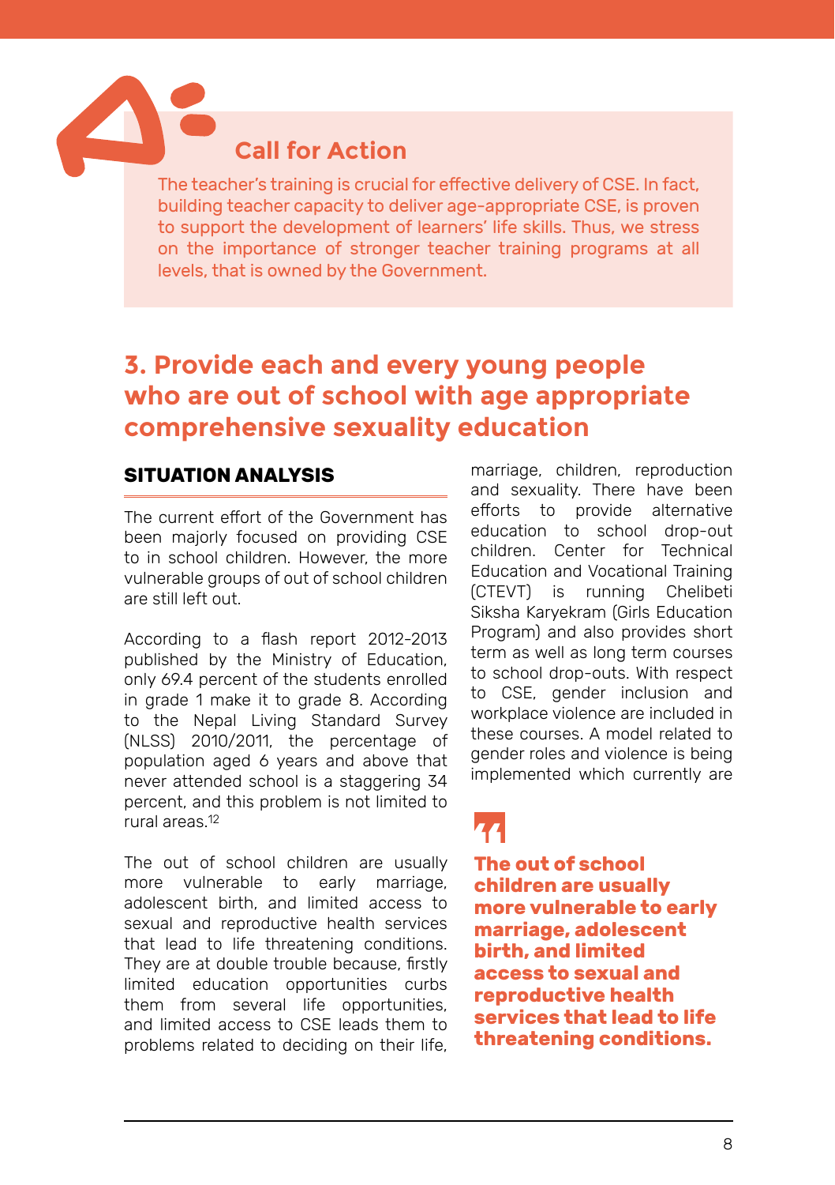### Call for Action

The teacher's training is crucial for effective delivery of CSE. In fact, building teacher capacity to deliver age-appropriate CSE, is proven to support the development of learners' life skills. Thus, we stress on the importance of stronger teacher training programs at all levels, that is owned by the Government.

## 3. Provide each and every young people who are out of school with age appropriate comprehensive sexuality education

### SITUATION ANALYSIS

The current effort of the Government has been majorly focused on providing CSE to in school children. However, the more vulnerable groups of out of school children are still left out.

According to a flash report 2012-2013 published by the Ministry of Education, only 69.4 percent of the students enrolled in grade 1 make it to grade 8. According to the Nepal Living Standard Survey (NLSS) 2010/2011, the percentage of population aged 6 years and above that never attended school is a staggering 34 percent, and this problem is not limited to rural areas.[12]

The out of school children are usually more vulnerable to early marriage, adolescent birth, and limited access to sexual and reproductive health services that lead to life threatening conditions. They are at double trouble because, firstly limited education opportunities curbs them from several life opportunities, and limited access to CSE leads them to problems related to deciding on their life, marriage, children, reproduction and sexuality. There have been efforts to provide alternative education to school drop-out children. Center for Technical Education and Vocational Training (CTEVT) is running Chelibeti Siksha Karyekram (Girls Education Program) and also provides short term as well as long term courses to school drop-outs. With respect to CSE, gender inclusion and workplace violence are included in these courses. A model related to gender roles and violence is being implemented which currently are

> **The out of school children are usually more vulnerable to early marriage, adolescent birth, and limited access to sexual and reproductive health services that lead to life threatening conditions.**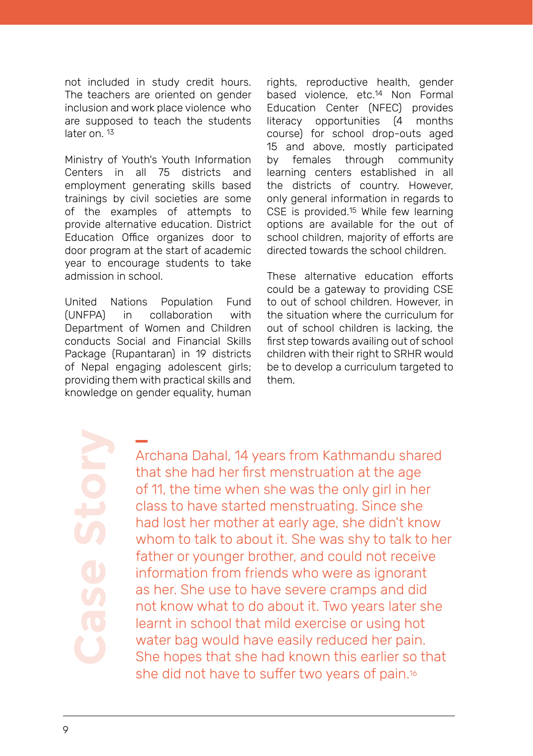not included in study credit hours. The teachers are oriented on gender inclusion and work place violence who are supposed to teach the students later on. [13]

Ministry of Youth's Youth Information Centers in all 75 districts and employment generating skills based trainings by civil societies are some of the examples of attempts to provide alternative education. District Education Office organizes door to door program at the start of academic year to encourage students to take admission in school.

United Nations Population Fund (UNFPA) in collaboration with Department of Women and Children conducts Social and Financial Skills Package (Rupantaran) in 19 districts of Nepal engaging adolescent girls; providing them with practical skills and knowledge on gender equality, human rights, reproductive health, gender based violence, etc.[14] Non Formal Education Center (NFEC) provides literacy opportunities (4 months course) for school drop-outs aged 15 and above, mostly participated by females through community learning centers established in all the districts of country. However, only general information in regards to CSE is provided.[15] While few learning options are available for the out of school children, majority of efforts are directed towards the school children.

These alternative education efforts could be a gateway to providing CSE to out of school children. However, in the situation where the curriculum for out of school children is lacking, the first step towards availing out of school children with their right to SRHR would be to develop a curriculum targeted to them.

## Case Story

Archana Dahal, 14 years from Kathmandu shared that she had her first menstruation at the age of 11, the time when she was the only girl in her class to have started menstruating. Since she had lost her mother at early age, she didn't know whom to talk to about it. She was shy to talk to her father or younger brother, and could not receive information from friends who were as ignorant as her. She use to have severe cramps and did not know what to do about it. Two years later she learnt in school that mild exercise or using hot water bag would have easily reduced her pain. She hopes that she had known this earlier so that she did not have to suffer two years of pain.[16]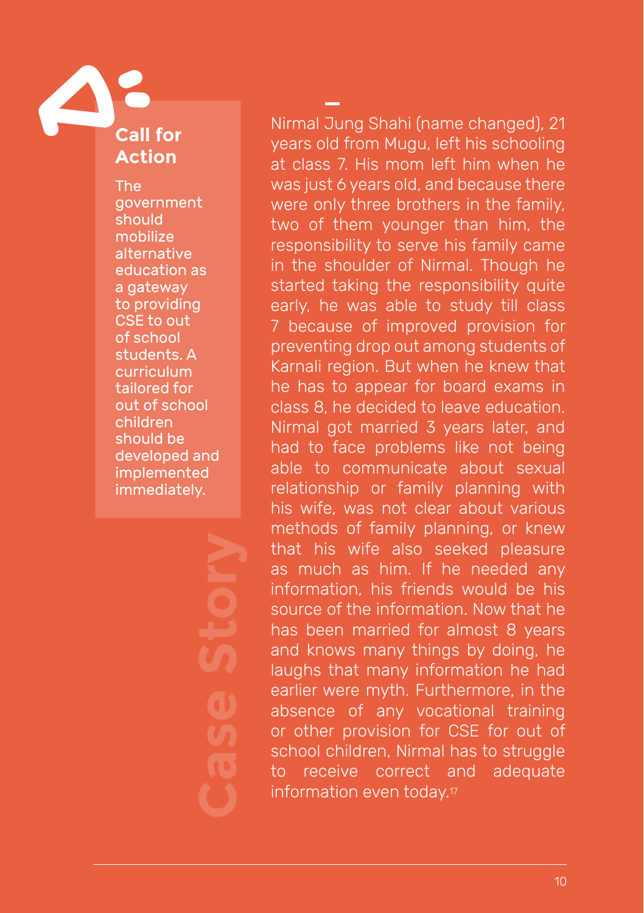## Call for Action

The government should mobilize alternative education as a gateway to providing CSE to out of school students. A curriculum tailored for out of school children should be developed and implemented immediately.

## Case Story

Nirmal Jung Shahi (name changed), 21 years old from Mugu, left his schooling at class 7. His mom left him when he was just 6 years old, and because there were only three brothers in the family, two of them younger than him, the responsibility to serve his family came in the shoulder of Nirmal. Though he started taking the responsibility quite early, he was able to study till class 7 because of improved provision for preventing drop out among students of Karnali region. But when he knew that he has to appear for board exams in class 8, he decided to leave education. Nirmal got married 3 years later, and had to face problems like not being able to communicate about sexual relationship or family planning with his wife, was not clear about various methods of family planning, or knew that his wife also seeked pleasure as much as him. If he needed any information, his friends would be his source of the information. Now that he has been married for almost 8 years and knows many things by doing, he laughs that many information he had earlier were myth. Furthermore, in the absence of any vocational training or other provision for CSE for out of school children, Nirmal has to struggle to receive correct and adequate information even today.[17]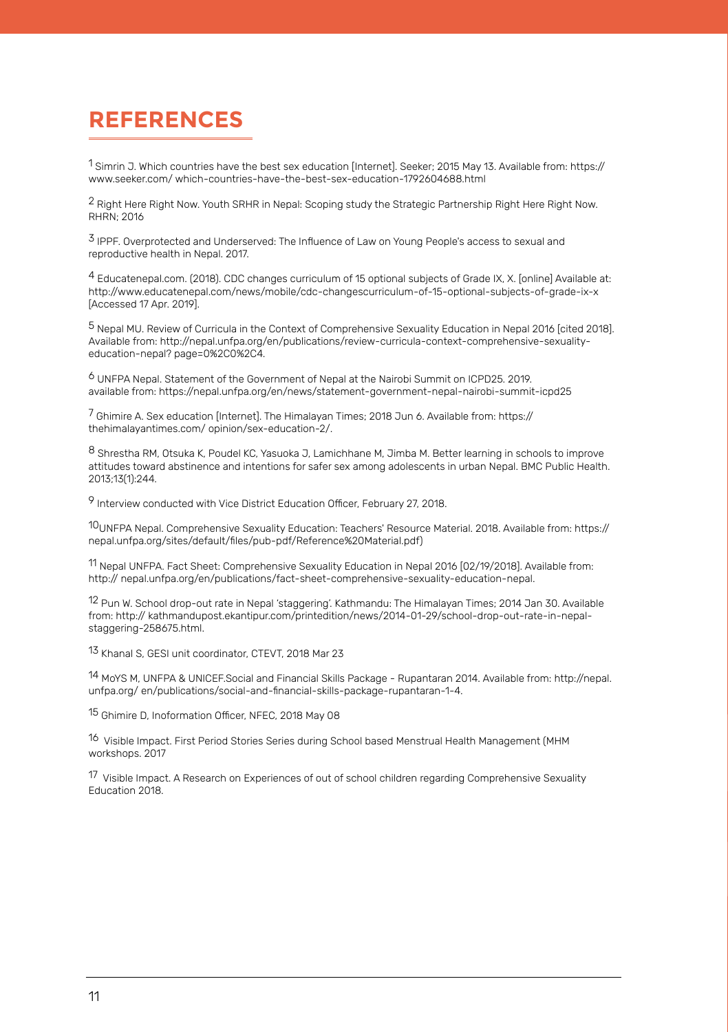# REFERENCES

[1] Simrin J. Which countries have the best sex education [Internet]. Seeker; 2015 May 13. Available from: https:// www.seeker.com/ which-countries-have-the-best-sex-education-1792604688.html

[2] Right Here Right Now. Youth SRHR in Nepal: Scoping study the Strategic Partnership Right Here Right Now. RHRN; 2016

[3] IPPF. Overprotected and Underserved: The Influence of Law on Young People's access to sexual and reproductive health in Nepal. 2017.

[4] Educatenepal.com. (2018). CDC changes curriculum of 15 optional subjects of Grade IX, X. [online] Available at: http://www.educatenepal.com/news/mobile/cdc-changescurriculum-of-15-optional-subjects-of-grade-ix-x [Accessed 17 Apr. 2019].

[5] Nepal MU. Review of Curricula in the Context of Comprehensive Sexuality Education in Nepal 2016 [cited 2018]. Available from: http://nepal.unfpa.org/en/publications/review-curricula-context-comprehensive-sexuality-education-nepal? page=0%2C0%2C4.

[6] UNFPA Nepal. Statement of the Government of Nepal at the Nairobi Summit on ICPD25. 2019. available from: https://nepal.unfpa.org/en/news/statement-government-nepal-nairobi-summit-icpd25

[7] Ghimire A. Sex education [Internet]. The Himalayan Times; 2018 Jun 6. Available from: https:// thehimalayantimes.com/ opinion/sex-education-2/.

[8] Shrestha RM, Otsuka K, Poudel KC, Yasuoka J, Lamichhane M, Jimba M. Better learning in schools to improve attitudes toward abstinence and intentions for safer sex among adolescents in urban Nepal. BMC Public Health. 2013;13(1):244.

[9] Interview conducted with Vice District Education Officer, February 27, 2018.

[10] UNFPA Nepal. Comprehensive Sexuality Education: Teachers' Resource Material. 2018. Available from: https:// nepal.unfpa.org/sites/default/files/pub-pdf/Reference%20Material.pdf)

[11] Nepal UNFPA. Fact Sheet: Comprehensive Sexuality Education in Nepal 2016 [02/19/2018]. Available from: http:// nepal.unfpa.org/en/publications/fact-sheet-comprehensive-sexuality-education-nepal.

[12] Pun W. School drop-out rate in Nepal 'staggering'. Kathmandu: The Himalayan Times; 2014 Jan 30. Available from: http:// kathmandupost.ekantipur.com/printedition/news/2014-01-29/school-drop-out-rate-in-nepal-staggering-258675.html.

[13] Khanal S, GESI unit coordinator, CTEVT, 2018 Mar 23

[14] MoYS M, UNFPA & UNICEF.Social and Financial Skills Package - Rupantaran 2014. Available from: http://nepal. unfpa.org/ en/publications/social-and-financial-skills-package-rupantaran-1-4.

[15] Ghimire D, Inoformation Officer, NFEC, 2018 May 08

[16] Visible Impact. First Period Stories Series during School based Menstrual Health Management (MHM workshops. 2017

[17] Visible Impact. A Research on Experiences of out of school children regarding Comprehensive Sexuality Education 2018.